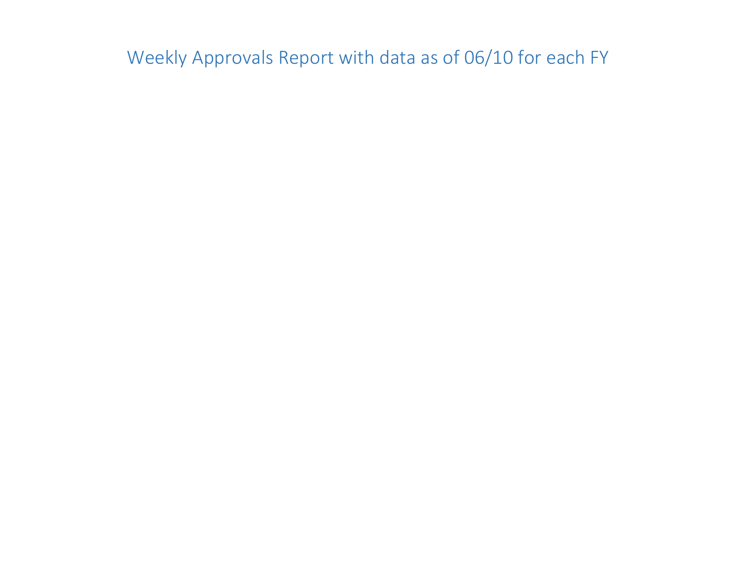# Weekly Approvals Report with data as of 06/10 for each FY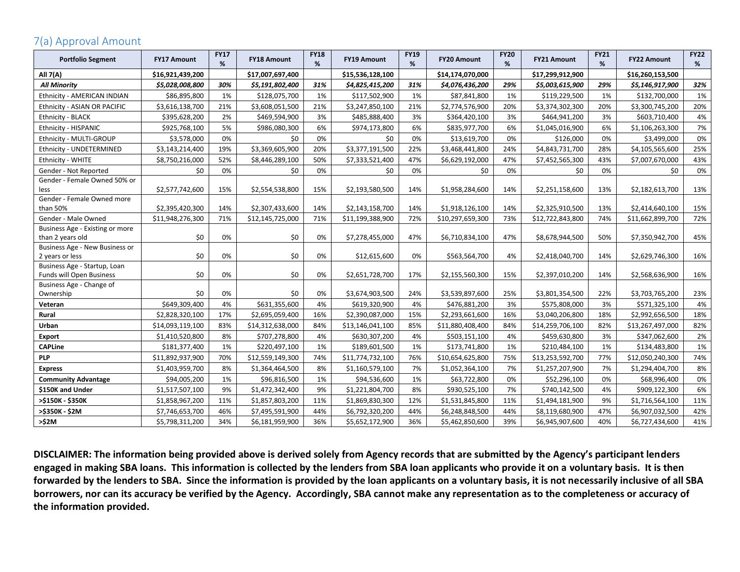## 7(a) Approval Amount

| Portfolio Segment | FY17 Amount | FY17 % | FY18 Amount | FY18 % | FY19 Amount | FY19 % | FY20 Amount | FY20 % | FY21 Amount | FY21 % | FY22 Amount | FY22 % |
|---|---|---|---|---|---|---|---|---|---|---|---|---|
| **All 7(A)** | **$16,921,439,200** | | **$17,007,697,400** | | **$15,536,128,100** | | **$14,174,070,000** | | **$17,299,912,900** | | **$16,260,153,500** | |
| ***All Minority*** | ***$5,028,008,800*** | ***30%*** | ***$5,191,802,400*** | ***31%*** | ***$4,825,415,200*** | ***31%*** | ***$4,076,436,200*** | ***29%*** | ***$5,003,615,900*** | ***29%*** | ***$5,146,917,900*** | ***32%*** |
| Ethnicity - AMERICAN INDIAN | $86,895,800 | 1% | $128,075,700 | 1% | $117,502,900 | 1% | $87,841,800 | 1% | $119,229,500 | 1% | $132,700,000 | 1% |
| Ethnicity - ASIAN OR PACIFIC | $3,616,138,700 | 21% | $3,608,051,500 | 21% | $3,247,850,100 | 21% | $2,774,576,900 | 20% | $3,374,302,300 | 20% | $3,300,745,200 | 20% |
| Ethnicity - BLACK | $395,628,200 | 2% | $469,594,900 | 3% | $485,888,400 | 3% | $364,420,100 | 3% | $464,941,200 | 3% | $603,710,400 | 4% |
| Ethnicity - HISPANIC | $925,768,100 | 5% | $986,080,300 | 6% | $974,173,800 | 6% | $835,977,700 | 6% | $1,045,016,900 | 6% | $1,106,263,300 | 7% |
| Ethnicity - MULTI-GROUP | $3,578,000 | 0% | $0 | 0% | $0 | 0% | $13,619,700 | 0% | $126,000 | 0% | $3,499,000 | 0% |
| Ethnicity - UNDETERMINED | $3,143,214,400 | 19% | $3,369,605,900 | 20% | $3,377,191,500 | 22% | $3,468,441,800 | 24% | $4,843,731,700 | 28% | $4,105,565,600 | 25% |
| Ethnicity - WHITE | $8,750,216,000 | 52% | $8,446,289,100 | 50% | $7,333,521,400 | 47% | $6,629,192,000 | 47% | $7,452,565,300 | 43% | $7,007,670,000 | 43% |
| Gender - Not Reported | $0 | 0% | $0 | 0% | $0 | 0% | $0 | 0% | $0 | 0% | $0 | 0% |
| Gender - Female Owned 50% or less | $2,577,742,600 | 15% | $2,554,538,800 | 15% | $2,193,580,500 | 14% | $1,958,284,600 | 14% | $2,251,158,600 | 13% | $2,182,613,700 | 13% |
| Gender - Female Owned more than 50% | $2,395,420,300 | 14% | $2,307,433,600 | 14% | $2,143,158,700 | 14% | $1,918,126,100 | 14% | $2,325,910,500 | 13% | $2,414,640,100 | 15% |
| Gender - Male Owned | $11,948,276,300 | 71% | $12,145,725,000 | 71% | $11,199,388,900 | 72% | $10,297,659,300 | 73% | $12,722,843,800 | 74% | $11,662,899,700 | 72% |
| Business Age - Existing or more than 2 years old | $0 | 0% | $0 | 0% | $7,278,455,000 | 47% | $6,710,834,100 | 47% | $8,678,944,500 | 50% | $7,350,942,700 | 45% |
| Business Age - New Business or 2 years or less | $0 | 0% | $0 | 0% | $12,615,600 | 0% | $563,564,700 | 4% | $2,418,040,700 | 14% | $2,629,746,300 | 16% |
| Business Age - Startup, Loan Funds will Open Business | $0 | 0% | $0 | 0% | $2,651,728,700 | 17% | $2,155,560,300 | 15% | $2,397,010,200 | 14% | $2,568,636,900 | 16% |
| Business Age - Change of Ownership | $0 | 0% | $0 | 0% | $3,674,903,500 | 24% | $3,539,897,600 | 25% | $3,801,354,500 | 22% | $3,703,765,200 | 23% |
| **Veteran** | $649,309,400 | 4% | $631,355,600 | 4% | $619,320,900 | 4% | $476,881,200 | 3% | $575,808,000 | 3% | $571,325,100 | 4% |
| **Rural** | $2,828,320,100 | 17% | $2,695,059,400 | 16% | $2,390,087,000 | 15% | $2,293,661,600 | 16% | $3,040,206,800 | 18% | $2,992,656,500 | 18% |
| **Urban** | $14,093,119,100 | 83% | $14,312,638,000 | 84% | $13,146,041,100 | 85% | $11,880,408,400 | 84% | $14,259,706,100 | 82% | $13,267,497,000 | 82% |
| **Export** | $1,410,520,800 | 8% | $707,278,800 | 4% | $630,307,200 | 4% | $503,151,100 | 4% | $459,630,800 | 3% | $347,062,600 | 2% |
| **CAPLine** | $181,377,400 | 1% | $220,497,100 | 1% | $189,601,500 | 1% | $173,741,800 | 1% | $210,484,100 | 1% | $134,483,800 | 1% |
| **PLP** | $11,892,937,900 | 70% | $12,559,149,300 | 74% | $11,774,732,100 | 76% | $10,654,625,800 | 75% | $13,253,592,700 | 77% | $12,050,240,300 | 74% |
| **Express** | $1,403,959,700 | 8% | $1,364,464,500 | 8% | $1,160,579,100 | 7% | $1,052,364,100 | 7% | $1,257,207,900 | 7% | $1,294,404,700 | 8% |
| **Community Advantage** | $94,005,200 | 1% | $96,816,500 | 1% | $94,536,600 | 1% | $63,722,800 | 0% | $52,296,100 | 0% | $68,996,400 | 0% |
| **$150K and Under** | $1,517,507,100 | 9% | $1,472,342,400 | 9% | $1,221,804,700 | 8% | $930,525,100 | 7% | $740,142,500 | 4% | $909,122,300 | 6% |
| **>$150K - $350K** | $1,858,967,200 | 11% | $1,857,803,200 | 11% | $1,869,830,300 | 12% | $1,531,845,800 | 11% | $1,494,181,900 | 9% | $1,716,564,100 | 11% |
| **>$350K - $2M** | $7,746,653,700 | 46% | $7,495,591,900 | 44% | $6,792,320,200 | 44% | $6,248,848,500 | 44% | $8,119,680,900 | 47% | $6,907,032,500 | 42% |
| **>$2M** | $5,798,311,200 | 34% | $6,181,959,900 | 36% | $5,652,172,900 | 36% | $5,462,850,600 | 39% | $6,945,907,600 | 40% | $6,727,434,600 | 41% |

**DISCLAIMER: The information being provided above is derived solely from Agency records that are submitted by the Agency's participant lenders engaged in making SBA loans. This information is collected by the lenders from SBA loan applicants who provide it on a voluntary basis. It is then forwarded by the lenders to SBA. Since the information is provided by the loan applicants on a voluntary basis, it is not necessarily inclusive of all SBA borrowers, nor can its accuracy be verified by the Agency. Accordingly, SBA cannot make any representation as to the completeness or accuracy of the information provided.**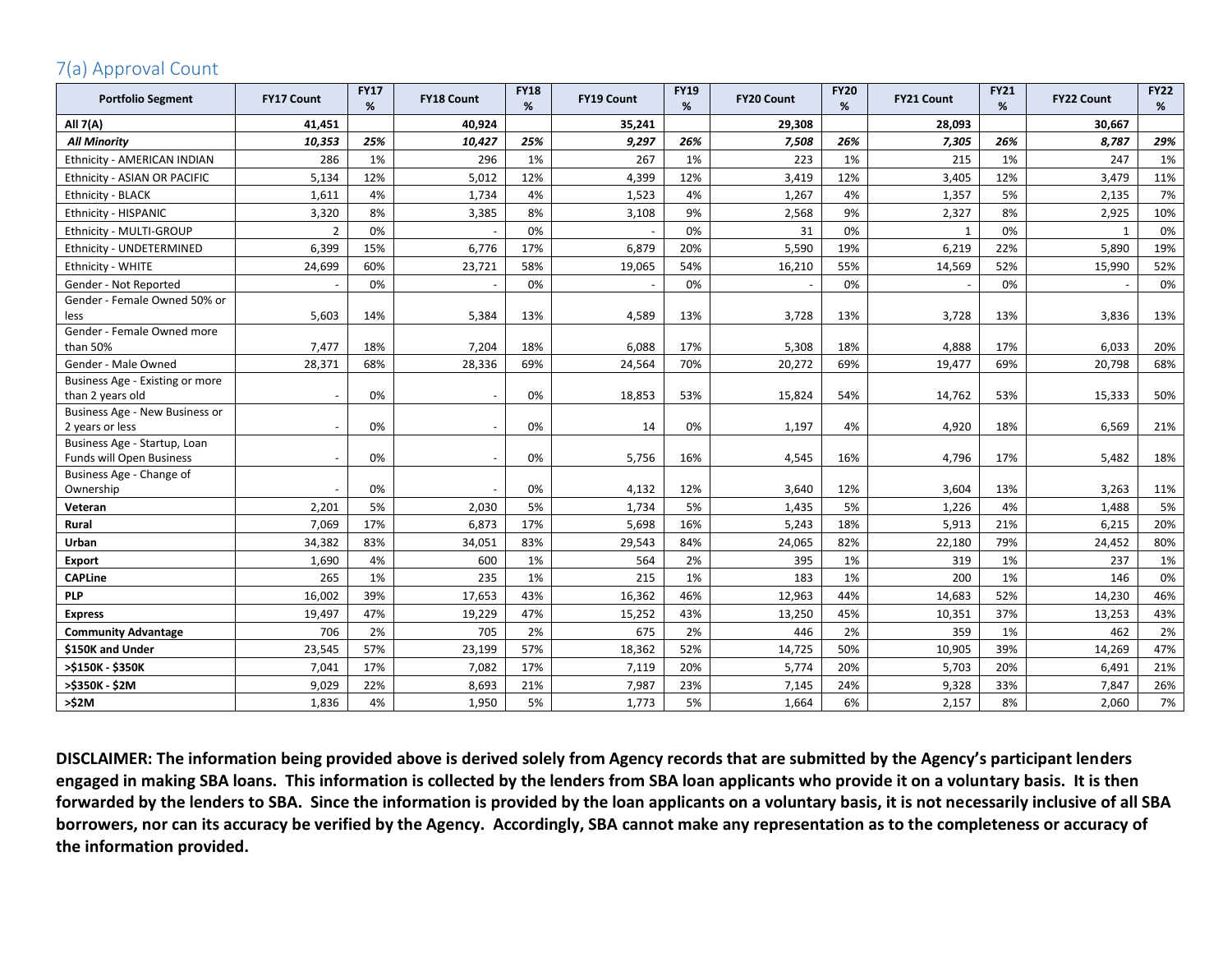## 7(a) Approval Count

| Portfolio Segment | FY17 Count | FY17 % | FY18 Count | FY18 % | FY19 Count | FY19 % | FY20 Count | FY20 % | FY21 Count | FY21 % | FY22 Count | FY22 % |
|---|---|---|---|---|---|---|---|---|---|---|---|---|
| **All 7(A)** | **41,451** | | **40,924** | | **35,241** | | **29,308** | | **28,093** | | **30,667** | |
| ***All Minority*** | ***10,353*** | ***25%*** | ***10,427*** | ***25%*** | ***9,297*** | ***26%*** | ***7,508*** | ***26%*** | ***7,305*** | ***26%*** | ***8,787*** | ***29%*** |
| Ethnicity - AMERICAN INDIAN | 286 | 1% | 296 | 1% | 267 | 1% | 223 | 1% | 215 | 1% | 247 | 1% |
| Ethnicity - ASIAN OR PACIFIC | 5,134 | 12% | 5,012 | 12% | 4,399 | 12% | 3,419 | 12% | 3,405 | 12% | 3,479 | 11% |
| Ethnicity - BLACK | 1,611 | 4% | 1,734 | 4% | 1,523 | 4% | 1,267 | 4% | 1,357 | 5% | 2,135 | 7% |
| Ethnicity - HISPANIC | 3,320 | 8% | 3,385 | 8% | 3,108 | 9% | 2,568 | 9% | 2,327 | 8% | 2,925 | 10% |
| Ethnicity - MULTI-GROUP | 2 | 0% | - | 0% | - | 0% | 31 | 0% | 1 | 0% | 1 | 0% |
| Ethnicity - UNDETERMINED | 6,399 | 15% | 6,776 | 17% | 6,879 | 20% | 5,590 | 19% | 6,219 | 22% | 5,890 | 19% |
| Ethnicity - WHITE | 24,699 | 60% | 23,721 | 58% | 19,065 | 54% | 16,210 | 55% | 14,569 | 52% | 15,990 | 52% |
| Gender - Not Reported | - | 0% | - | 0% | - | 0% | - | 0% | - | 0% | - | 0% |
| Gender - Female Owned 50% or less | 5,603 | 14% | 5,384 | 13% | 4,589 | 13% | 3,728 | 13% | 3,728 | 13% | 3,836 | 13% |
| Gender - Female Owned more than 50% | 7,477 | 18% | 7,204 | 18% | 6,088 | 17% | 5,308 | 18% | 4,888 | 17% | 6,033 | 20% |
| Gender - Male Owned | 28,371 | 68% | 28,336 | 69% | 24,564 | 70% | 20,272 | 69% | 19,477 | 69% | 20,798 | 68% |
| Business Age - Existing or more than 2 years old | - | 0% | - | 0% | 18,853 | 53% | 15,824 | 54% | 14,762 | 53% | 15,333 | 50% |
| Business Age - New Business or 2 years or less | - | 0% | - | 0% | 14 | 0% | 1,197 | 4% | 4,920 | 18% | 6,569 | 21% |
| Business Age - Startup, Loan Funds will Open Business | - | 0% | - | 0% | 5,756 | 16% | 4,545 | 16% | 4,796 | 17% | 5,482 | 18% |
| Business Age - Change of Ownership | - | 0% | - | 0% | 4,132 | 12% | 3,640 | 12% | 3,604 | 13% | 3,263 | 11% |
| **Veteran** | 2,201 | 5% | 2,030 | 5% | 1,734 | 5% | 1,435 | 5% | 1,226 | 4% | 1,488 | 5% |
| **Rural** | 7,069 | 17% | 6,873 | 17% | 5,698 | 16% | 5,243 | 18% | 5,913 | 21% | 6,215 | 20% |
| **Urban** | 34,382 | 83% | 34,051 | 83% | 29,543 | 84% | 24,065 | 82% | 22,180 | 79% | 24,452 | 80% |
| **Export** | 1,690 | 4% | 600 | 1% | 564 | 2% | 395 | 1% | 319 | 1% | 237 | 1% |
| **CAPLine** | 265 | 1% | 235 | 1% | 215 | 1% | 183 | 1% | 200 | 1% | 146 | 0% |
| **PLP** | 16,002 | 39% | 17,653 | 43% | 16,362 | 46% | 12,963 | 44% | 14,683 | 52% | 14,230 | 46% |
| **Express** | 19,497 | 47% | 19,229 | 47% | 15,252 | 43% | 13,250 | 45% | 10,351 | 37% | 13,253 | 43% |
| **Community Advantage** | 706 | 2% | 705 | 2% | 675 | 2% | 446 | 2% | 359 | 1% | 462 | 2% |
| **$150K and Under** | 23,545 | 57% | 23,199 | 57% | 18,362 | 52% | 14,725 | 50% | 10,905 | 39% | 14,269 | 47% |
| **>$150K - $350K** | 7,041 | 17% | 7,082 | 17% | 7,119 | 20% | 5,774 | 20% | 5,703 | 20% | 6,491 | 21% |
| **>$350K - $2M** | 9,029 | 22% | 8,693 | 21% | 7,987 | 23% | 7,145 | 24% | 9,328 | 33% | 7,847 | 26% |
| **>$2M** | 1,836 | 4% | 1,950 | 5% | 1,773 | 5% | 1,664 | 6% | 2,157 | 8% | 2,060 | 7% |

**DISCLAIMER: The information being provided above is derived solely from Agency records that are submitted by the Agency's participant lenders engaged in making SBA loans. This information is collected by the lenders from SBA loan applicants who provide it on a voluntary basis. It is then forwarded by the lenders to SBA. Since the information is provided by the loan applicants on a voluntary basis, it is not necessarily inclusive of all SBA borrowers, nor can its accuracy be verified by the Agency. Accordingly, SBA cannot make any representation as to the completeness or accuracy of the information provided.**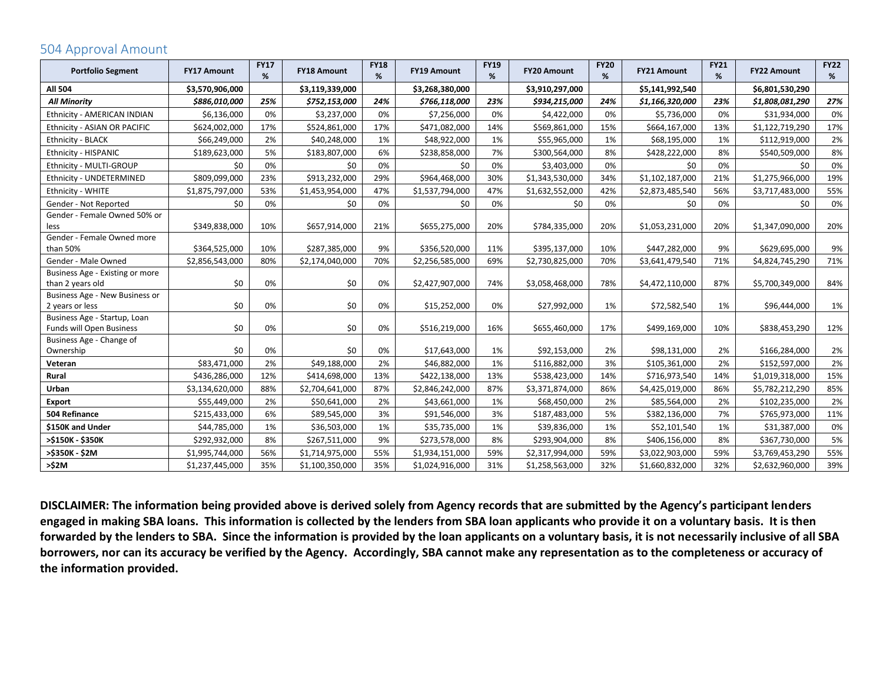## 504 Approval Amount

| Portfolio Segment | FY17 Amount | FY17 % | FY18 Amount | FY18 % | FY19 Amount | FY19 % | FY20 Amount | FY20 % | FY21 Amount | FY21 % | FY22 Amount | FY22 % |
|---|---|---|---|---|---|---|---|---|---|---|---|---|
| **All 504** | **$3,570,906,000** | | **$3,119,339,000** | | **$3,268,380,000** | | **$3,910,297,000** | | **$5,141,992,540** | | **$6,801,530,290** | |
| ***All Minority*** | ***$886,010,000*** | ***25%*** | ***$752,153,000*** | ***24%*** | ***$766,118,000*** | ***23%*** | ***$934,215,000*** | ***24%*** | ***$1,166,320,000*** | ***23%*** | ***$1,808,081,290*** | ***27%*** |
| Ethnicity - AMERICAN INDIAN | $6,136,000 | 0% | $3,237,000 | 0% | $7,256,000 | 0% | $4,422,000 | 0% | $5,736,000 | 0% | $31,934,000 | 0% |
| Ethnicity - ASIAN OR PACIFIC | $624,002,000 | 17% | $524,861,000 | 17% | $471,082,000 | 14% | $569,861,000 | 15% | $664,167,000 | 13% | $1,122,719,290 | 17% |
| Ethnicity - BLACK | $66,249,000 | 2% | $40,248,000 | 1% | $48,922,000 | 1% | $55,965,000 | 1% | $68,195,000 | 1% | $112,919,000 | 2% |
| Ethnicity - HISPANIC | $189,623,000 | 5% | $183,807,000 | 6% | $238,858,000 | 7% | $300,564,000 | 8% | $428,222,000 | 8% | $540,509,000 | 8% |
| Ethnicity - MULTI-GROUP | $0 | 0% | $0 | 0% | $0 | 0% | $3,403,000 | 0% | $0 | 0% | $0 | 0% |
| Ethnicity - UNDETERMINED | $809,099,000 | 23% | $913,232,000 | 29% | $964,468,000 | 30% | $1,343,530,000 | 34% | $1,102,187,000 | 21% | $1,275,966,000 | 19% |
| Ethnicity - WHITE | $1,875,797,000 | 53% | $1,453,954,000 | 47% | $1,537,794,000 | 47% | $1,632,552,000 | 42% | $2,873,485,540 | 56% | $3,717,483,000 | 55% |
| Gender - Not Reported | $0 | 0% | $0 | 0% | $0 | 0% | $0 | 0% | $0 | 0% | $0 | 0% |
| Gender - Female Owned 50% or less | $349,838,000 | 10% | $657,914,000 | 21% | $655,275,000 | 20% | $784,335,000 | 20% | $1,053,231,000 | 20% | $1,347,090,000 | 20% |
| Gender - Female Owned more than 50% | $364,525,000 | 10% | $287,385,000 | 9% | $356,520,000 | 11% | $395,137,000 | 10% | $447,282,000 | 9% | $629,695,000 | 9% |
| Gender - Male Owned | $2,856,543,000 | 80% | $2,174,040,000 | 70% | $2,256,585,000 | 69% | $2,730,825,000 | 70% | $3,641,479,540 | 71% | $4,824,745,290 | 71% |
| Business Age - Existing or more than 2 years old | $0 | 0% | $0 | 0% | $2,427,907,000 | 74% | $3,058,468,000 | 78% | $4,472,110,000 | 87% | $5,700,349,000 | 84% |
| Business Age - New Business or 2 years or less | $0 | 0% | $0 | 0% | $15,252,000 | 0% | $27,992,000 | 1% | $72,582,540 | 1% | $96,444,000 | 1% |
| Business Age - Startup, Loan Funds will Open Business | $0 | 0% | $0 | 0% | $516,219,000 | 16% | $655,460,000 | 17% | $499,169,000 | 10% | $838,453,290 | 12% |
| Business Age - Change of Ownership | $0 | 0% | $0 | 0% | $17,643,000 | 1% | $92,153,000 | 2% | $98,131,000 | 2% | $166,284,000 | 2% |
| **Veteran** | $83,471,000 | 2% | $49,188,000 | 2% | $46,882,000 | 1% | $116,882,000 | 3% | $105,361,000 | 2% | $152,597,000 | 2% |
| **Rural** | $436,286,000 | 12% | $414,698,000 | 13% | $422,138,000 | 13% | $538,423,000 | 14% | $716,973,540 | 14% | $1,019,318,000 | 15% |
| **Urban** | $3,134,620,000 | 88% | $2,704,641,000 | 87% | $2,846,242,000 | 87% | $3,371,874,000 | 86% | $4,425,019,000 | 86% | $5,782,212,290 | 85% |
| **Export** | $55,449,000 | 2% | $50,641,000 | 2% | $43,661,000 | 1% | $68,450,000 | 2% | $85,564,000 | 2% | $102,235,000 | 2% |
| **504 Refinance** | $215,433,000 | 6% | $89,545,000 | 3% | $91,546,000 | 3% | $187,483,000 | 5% | $382,136,000 | 7% | $765,973,000 | 11% |
| **$150K and Under** | $44,785,000 | 1% | $36,503,000 | 1% | $35,735,000 | 1% | $39,836,000 | 1% | $52,101,540 | 1% | $31,387,000 | 0% |
| **>$150K - $350K** | $292,932,000 | 8% | $267,511,000 | 9% | $273,578,000 | 8% | $293,904,000 | 8% | $406,156,000 | 8% | $367,730,000 | 5% |
| **>$350K - $2M** | $1,995,744,000 | 56% | $1,714,975,000 | 55% | $1,934,151,000 | 59% | $2,317,994,000 | 59% | $3,022,903,000 | 59% | $3,769,453,290 | 55% |
| **>$2M** | $1,237,445,000 | 35% | $1,100,350,000 | 35% | $1,024,916,000 | 31% | $1,258,563,000 | 32% | $1,660,832,000 | 32% | $2,632,960,000 | 39% |

**DISCLAIMER: The information being provided above is derived solely from Agency records that are submitted by the Agency's participant lenders engaged in making SBA loans. This information is collected by the lenders from SBA loan applicants who provide it on a voluntary basis. It is then forwarded by the lenders to SBA. Since the information is provided by the loan applicants on a voluntary basis, it is not necessarily inclusive of all SBA borrowers, nor can its accuracy be verified by the Agency. Accordingly, SBA cannot make any representation as to the completeness or accuracy of the information provided.**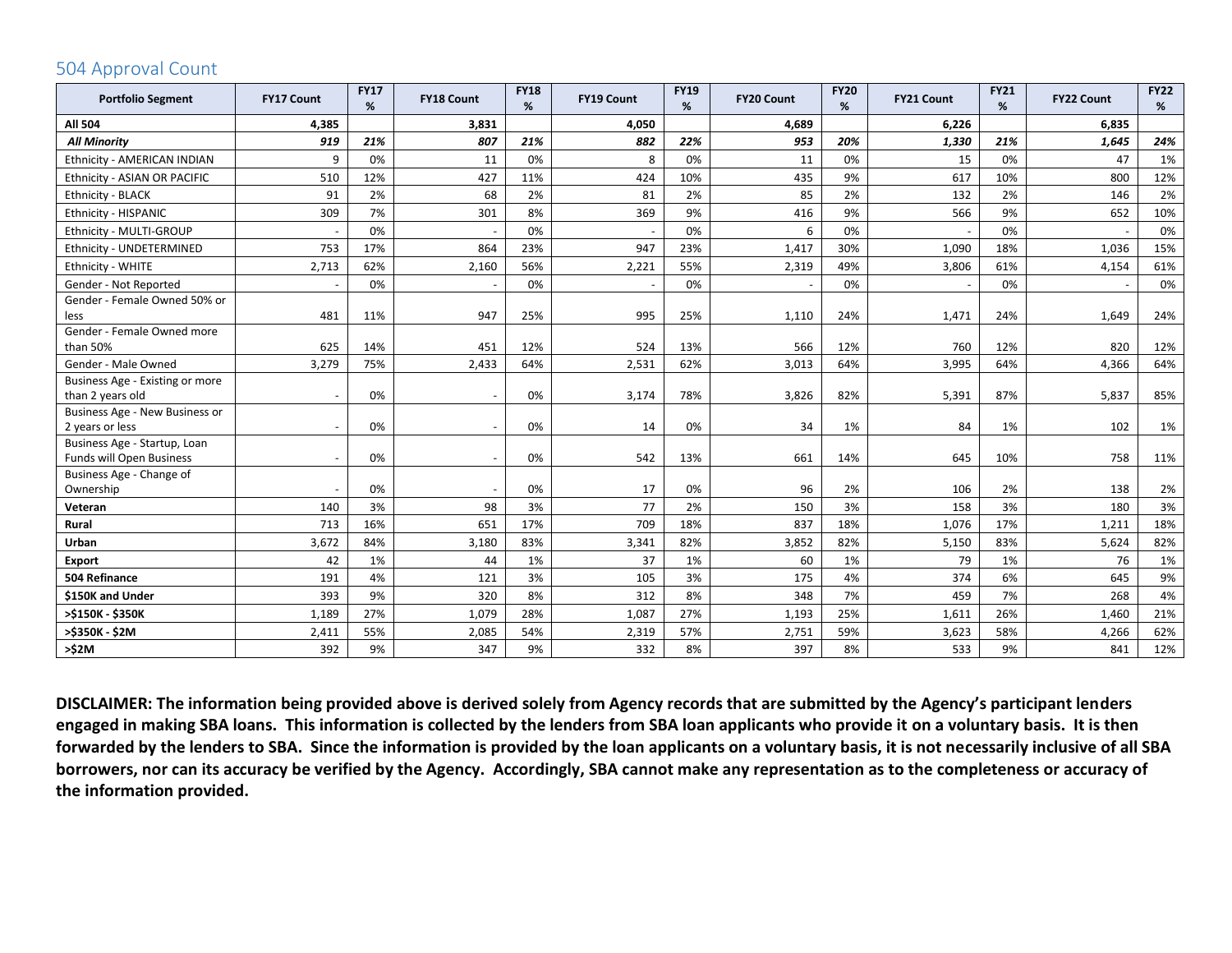## 504 Approval Count

| Portfolio Segment | FY17 Count | FY17 % | FY18 Count | FY18 % | FY19 Count | FY19 % | FY20 Count | FY20 % | FY21 Count | FY21 % | FY22 Count | FY22 % |
|---|---|---|---|---|---|---|---|---|---|---|---|---|
| **All 504** | **4,385** | | **3,831** | | **4,050** | | **4,689** | | **6,226** | | **6,835** | |
| ***All Minority*** | ***919*** | ***21%*** | ***807*** | ***21%*** | ***882*** | ***22%*** | ***953*** | ***20%*** | ***1,330*** | ***21%*** | ***1,645*** | ***24%*** |
| Ethnicity - AMERICAN INDIAN | 9 | 0% | 11 | 0% | 8 | 0% | 11 | 0% | 15 | 0% | 47 | 1% |
| Ethnicity - ASIAN OR PACIFIC | 510 | 12% | 427 | 11% | 424 | 10% | 435 | 9% | 617 | 10% | 800 | 12% |
| Ethnicity - BLACK | 91 | 2% | 68 | 2% | 81 | 2% | 85 | 2% | 132 | 2% | 146 | 2% |
| Ethnicity - HISPANIC | 309 | 7% | 301 | 8% | 369 | 9% | 416 | 9% | 566 | 9% | 652 | 10% |
| Ethnicity - MULTI-GROUP | - | 0% | - | 0% | - | 0% | 6 | 0% | - | 0% | - | 0% |
| Ethnicity - UNDETERMINED | 753 | 17% | 864 | 23% | 947 | 23% | 1,417 | 30% | 1,090 | 18% | 1,036 | 15% |
| Ethnicity - WHITE | 2,713 | 62% | 2,160 | 56% | 2,221 | 55% | 2,319 | 49% | 3,806 | 61% | 4,154 | 61% |
| Gender - Not Reported | - | 0% | - | 0% | - | 0% | - | 0% | - | 0% | - | 0% |
| Gender - Female Owned 50% or less | 481 | 11% | 947 | 25% | 995 | 25% | 1,110 | 24% | 1,471 | 24% | 1,649 | 24% |
| Gender - Female Owned more than 50% | 625 | 14% | 451 | 12% | 524 | 13% | 566 | 12% | 760 | 12% | 820 | 12% |
| Gender - Male Owned | 3,279 | 75% | 2,433 | 64% | 2,531 | 62% | 3,013 | 64% | 3,995 | 64% | 4,366 | 64% |
| Business Age - Existing or more than 2 years old | - | 0% | - | 0% | 3,174 | 78% | 3,826 | 82% | 5,391 | 87% | 5,837 | 85% |
| Business Age - New Business or 2 years or less | - | 0% | - | 0% | 14 | 0% | 34 | 1% | 84 | 1% | 102 | 1% |
| Business Age - Startup, Loan Funds will Open Business | - | 0% | - | 0% | 542 | 13% | 661 | 14% | 645 | 10% | 758 | 11% |
| Business Age - Change of Ownership | - | 0% | - | 0% | 17 | 0% | 96 | 2% | 106 | 2% | 138 | 2% |
| **Veteran** | 140 | 3% | 98 | 3% | 77 | 2% | 150 | 3% | 158 | 3% | 180 | 3% |
| **Rural** | 713 | 16% | 651 | 17% | 709 | 18% | 837 | 18% | 1,076 | 17% | 1,211 | 18% |
| **Urban** | 3,672 | 84% | 3,180 | 83% | 3,341 | 82% | 3,852 | 82% | 5,150 | 83% | 5,624 | 82% |
| **Export** | 42 | 1% | 44 | 1% | 37 | 1% | 60 | 1% | 79 | 1% | 76 | 1% |
| **504 Refinance** | 191 | 4% | 121 | 3% | 105 | 3% | 175 | 4% | 374 | 6% | 645 | 9% |
| **$150K and Under** | 393 | 9% | 320 | 8% | 312 | 8% | 348 | 7% | 459 | 7% | 268 | 4% |
| **>$150K - $350K** | 1,189 | 27% | 1,079 | 28% | 1,087 | 27% | 1,193 | 25% | 1,611 | 26% | 1,460 | 21% |
| **>$350K - $2M** | 2,411 | 55% | 2,085 | 54% | 2,319 | 57% | 2,751 | 59% | 3,623 | 58% | 4,266 | 62% |
| **>$2M** | 392 | 9% | 347 | 9% | 332 | 8% | 397 | 8% | 533 | 9% | 841 | 12% |

**DISCLAIMER: The information being provided above is derived solely from Agency records that are submitted by the Agency's participant lenders engaged in making SBA loans. This information is collected by the lenders from SBA loan applicants who provide it on a voluntary basis. It is then forwarded by the lenders to SBA. Since the information is provided by the loan applicants on a voluntary basis, it is not necessarily inclusive of all SBA borrowers, nor can its accuracy be verified by the Agency. Accordingly, SBA cannot make any representation as to the completeness or accuracy of the information provided.**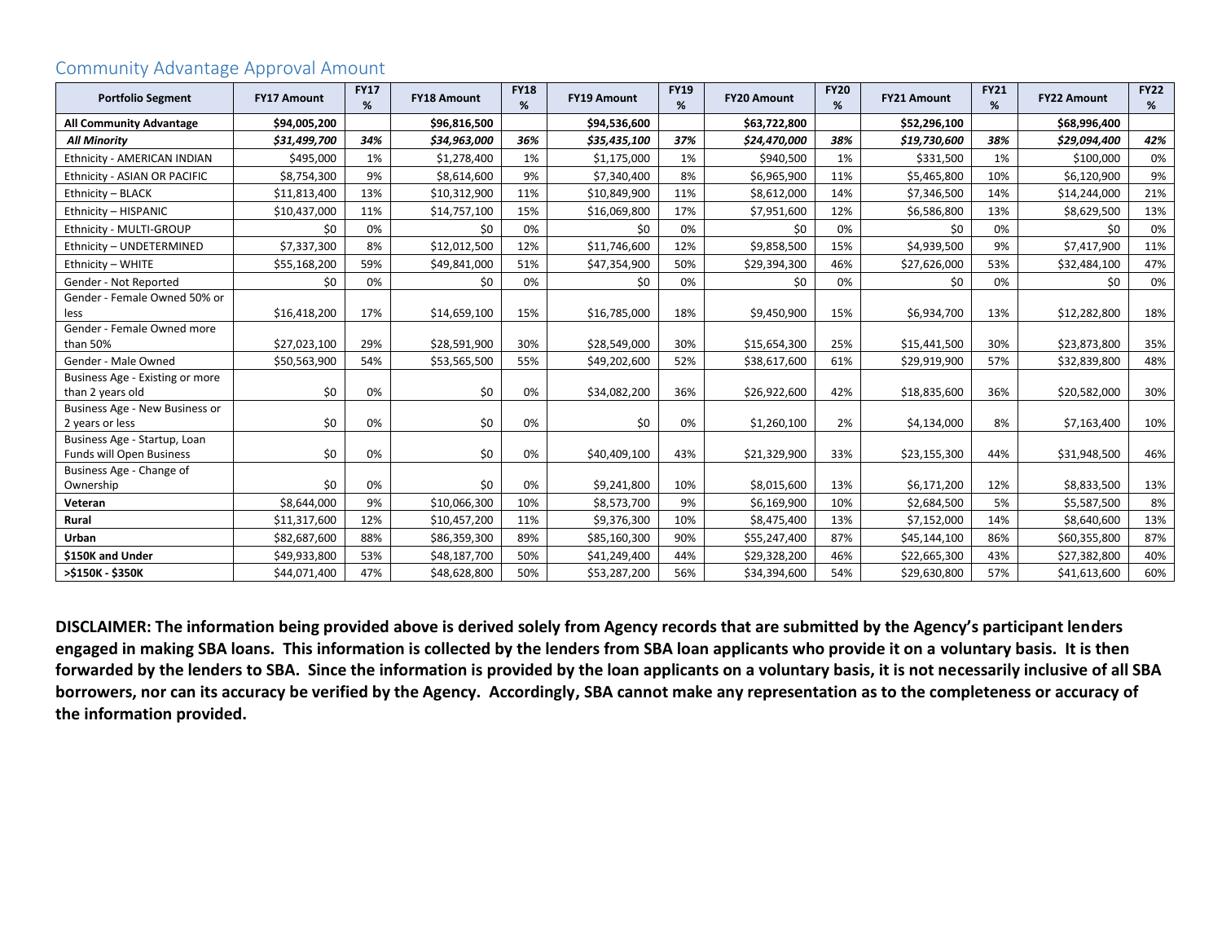## Community Advantage Approval Amount

| Portfolio Segment | FY17 Amount | FY17 % | FY18 Amount | FY18 % | FY19 Amount | FY19 % | FY20 Amount | FY20 % | FY21 Amount | FY21 % | FY22 Amount | FY22 % |
|---|---|---|---|---|---|---|---|---|---|---|---|---|
| **All Community Advantage** | **$94,005,200** | | **$96,816,500** | | **$94,536,600** | | **$63,722,800** | | **$52,296,100** | | **$68,996,400** | |
| ***All Minority*** | ***$31,499,700*** | ***34%*** | ***$34,963,000*** | ***36%*** | ***$35,435,100*** | ***37%*** | ***$24,470,000*** | ***38%*** | ***$19,730,600*** | ***38%*** | ***$29,094,400*** | ***42%*** |
| Ethnicity - AMERICAN INDIAN | $495,000 | 1% | $1,278,400 | 1% | $1,175,000 | 1% | $940,500 | 1% | $331,500 | 1% | $100,000 | 0% |
| Ethnicity - ASIAN OR PACIFIC | $8,754,300 | 9% | $8,614,600 | 9% | $7,340,400 | 8% | $6,965,900 | 11% | $5,465,800 | 10% | $6,120,900 | 9% |
| Ethnicity – BLACK | $11,813,400 | 13% | $10,312,900 | 11% | $10,849,900 | 11% | $8,612,000 | 14% | $7,346,500 | 14% | $14,244,000 | 21% |
| Ethnicity – HISPANIC | $10,437,000 | 11% | $14,757,100 | 15% | $16,069,800 | 17% | $7,951,600 | 12% | $6,586,800 | 13% | $8,629,500 | 13% |
| Ethnicity - MULTI-GROUP | $0 | 0% | $0 | 0% | $0 | 0% | $0 | 0% | $0 | 0% | $0 | 0% |
| Ethnicity – UNDETERMINED | $7,337,300 | 8% | $12,012,500 | 12% | $11,746,600 | 12% | $9,858,500 | 15% | $4,939,500 | 9% | $7,417,900 | 11% |
| Ethnicity – WHITE | $55,168,200 | 59% | $49,841,000 | 51% | $47,354,900 | 50% | $29,394,300 | 46% | $27,626,000 | 53% | $32,484,100 | 47% |
| Gender - Not Reported | $0 | 0% | $0 | 0% | $0 | 0% | $0 | 0% | $0 | 0% | $0 | 0% |
| Gender - Female Owned 50% or less | $16,418,200 | 17% | $14,659,100 | 15% | $16,785,000 | 18% | $9,450,900 | 15% | $6,934,700 | 13% | $12,282,800 | 18% |
| Gender - Female Owned more than 50% | $27,023,100 | 29% | $28,591,900 | 30% | $28,549,000 | 30% | $15,654,300 | 25% | $15,441,500 | 30% | $23,873,800 | 35% |
| Gender - Male Owned | $50,563,900 | 54% | $53,565,500 | 55% | $49,202,600 | 52% | $38,617,600 | 61% | $29,919,900 | 57% | $32,839,800 | 48% |
| Business Age - Existing or more than 2 years old | $0 | 0% | $0 | 0% | $34,082,200 | 36% | $26,922,600 | 42% | $18,835,600 | 36% | $20,582,000 | 30% |
| Business Age - New Business or 2 years or less | $0 | 0% | $0 | 0% | $0 | 0% | $1,260,100 | 2% | $4,134,000 | 8% | $7,163,400 | 10% |
| Business Age - Startup, Loan Funds will Open Business | $0 | 0% | $0 | 0% | $40,409,100 | 43% | $21,329,900 | 33% | $23,155,300 | 44% | $31,948,500 | 46% |
| Business Age - Change of Ownership | $0 | 0% | $0 | 0% | $9,241,800 | 10% | $8,015,600 | 13% | $6,171,200 | 12% | $8,833,500 | 13% |
| **Veteran** | $8,644,000 | 9% | $10,066,300 | 10% | $8,573,700 | 9% | $6,169,900 | 10% | $2,684,500 | 5% | $5,587,500 | 8% |
| **Rural** | $11,317,600 | 12% | $10,457,200 | 11% | $9,376,300 | 10% | $8,475,400 | 13% | $7,152,000 | 14% | $8,640,600 | 13% |
| **Urban** | $82,687,600 | 88% | $86,359,300 | 89% | $85,160,300 | 90% | $55,247,400 | 87% | $45,144,100 | 86% | $60,355,800 | 87% |
| **$150K and Under** | $49,933,800 | 53% | $48,187,700 | 50% | $41,249,400 | 44% | $29,328,200 | 46% | $22,665,300 | 43% | $27,382,800 | 40% |
| **>$150K - $350K** | $44,071,400 | 47% | $48,628,800 | 50% | $53,287,200 | 56% | $34,394,600 | 54% | $29,630,800 | 57% | $41,613,600 | 60% |

**DISCLAIMER: The information being provided above is derived solely from Agency records that are submitted by the Agency's participant lenders engaged in making SBA loans. This information is collected by the lenders from SBA loan applicants who provide it on a voluntary basis. It is then forwarded by the lenders to SBA. Since the information is provided by the loan applicants on a voluntary basis, it is not necessarily inclusive of all SBA borrowers, nor can its accuracy be verified by the Agency. Accordingly, SBA cannot make any representation as to the completeness or accuracy of the information provided.**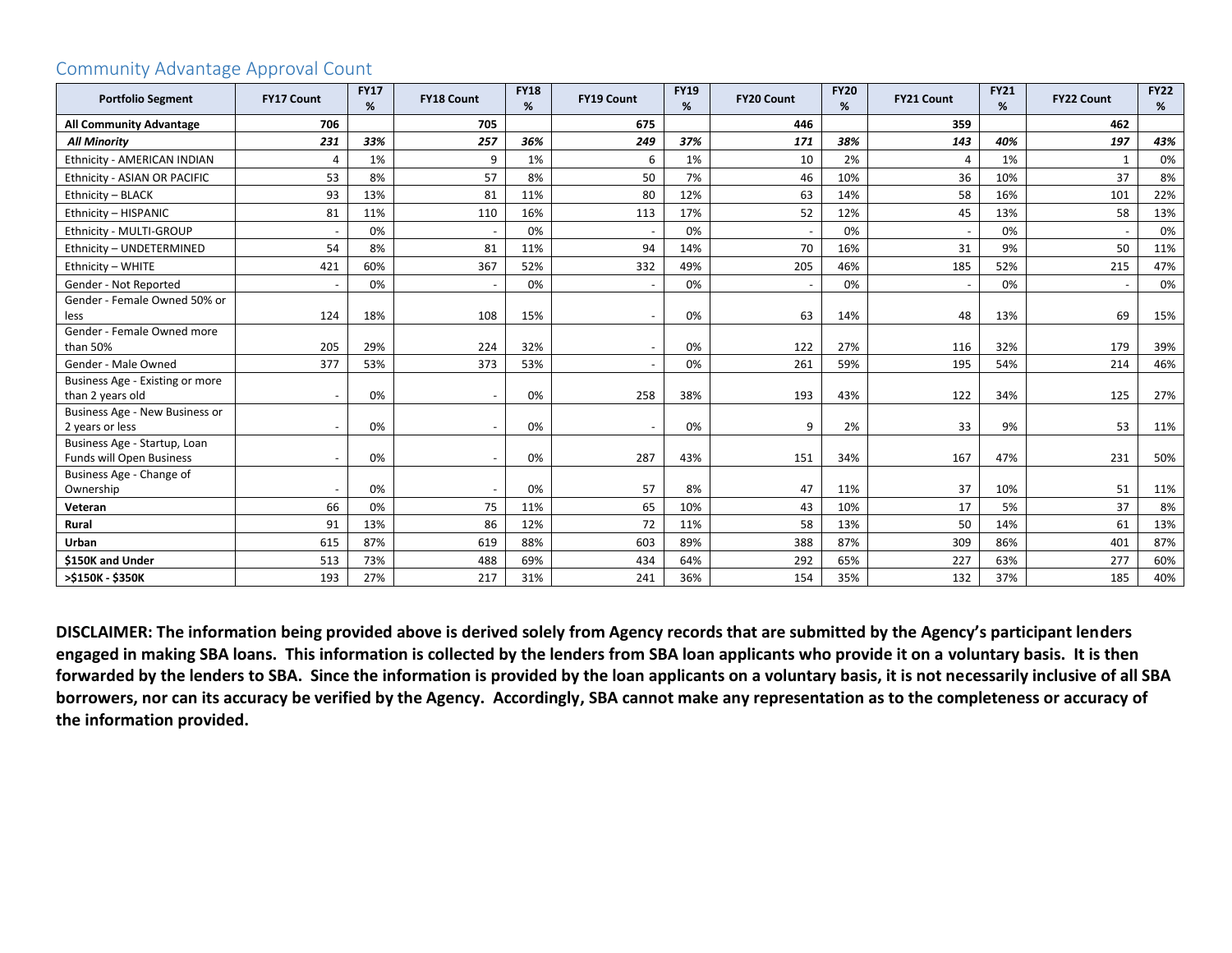## Community Advantage Approval Count

| Portfolio Segment | FY17 Count | FY17 % | FY18 Count | FY18 % | FY19 Count | FY19 % | FY20 Count | FY20 % | FY21 Count | FY21 % | FY22 Count | FY22 % |
|---|---|---|---|---|---|---|---|---|---|---|---|---|
| **All Community Advantage** | **706** | | **705** | | **675** | | **446** | | **359** | | **462** | |
| ***All Minority*** | ***231*** | ***33%*** | ***257*** | ***36%*** | ***249*** | ***37%*** | ***171*** | ***38%*** | ***143*** | ***40%*** | ***197*** | ***43%*** |
| Ethnicity - AMERICAN INDIAN | 4 | 1% | 9 | 1% | 6 | 1% | 10 | 2% | 4 | 1% | 1 | 0% |
| Ethnicity - ASIAN OR PACIFIC | 53 | 8% | 57 | 8% | 50 | 7% | 46 | 10% | 36 | 10% | 37 | 8% |
| Ethnicity – BLACK | 93 | 13% | 81 | 11% | 80 | 12% | 63 | 14% | 58 | 16% | 101 | 22% |
| Ethnicity – HISPANIC | 81 | 11% | 110 | 16% | 113 | 17% | 52 | 12% | 45 | 13% | 58 | 13% |
| Ethnicity - MULTI-GROUP | - | 0% | - | 0% | - | 0% | - | 0% | - | 0% | - | 0% |
| Ethnicity – UNDETERMINED | 54 | 8% | 81 | 11% | 94 | 14% | 70 | 16% | 31 | 9% | 50 | 11% |
| Ethnicity – WHITE | 421 | 60% | 367 | 52% | 332 | 49% | 205 | 46% | 185 | 52% | 215 | 47% |
| Gender - Not Reported | - | 0% | - | 0% | - | 0% | - | 0% | - | 0% | - | 0% |
| Gender - Female Owned 50% or less | 124 | 18% | 108 | 15% | - | 0% | 63 | 14% | 48 | 13% | 69 | 15% |
| Gender - Female Owned more than 50% | 205 | 29% | 224 | 32% | - | 0% | 122 | 27% | 116 | 32% | 179 | 39% |
| Gender - Male Owned | 377 | 53% | 373 | 53% | - | 0% | 261 | 59% | 195 | 54% | 214 | 46% |
| Business Age - Existing or more than 2 years old | - | 0% | - | 0% | 258 | 38% | 193 | 43% | 122 | 34% | 125 | 27% |
| Business Age - New Business or 2 years or less | - | 0% | - | 0% | - | 0% | 9 | 2% | 33 | 9% | 53 | 11% |
| Business Age - Startup, Loan Funds will Open Business | - | 0% | - | 0% | 287 | 43% | 151 | 34% | 167 | 47% | 231 | 50% |
| Business Age - Change of Ownership | - | 0% | - | 0% | 57 | 8% | 47 | 11% | 37 | 10% | 51 | 11% |
| **Veteran** | 66 | 0% | 75 | 11% | 65 | 10% | 43 | 10% | 17 | 5% | 37 | 8% |
| **Rural** | 91 | 13% | 86 | 12% | 72 | 11% | 58 | 13% | 50 | 14% | 61 | 13% |
| **Urban** | 615 | 87% | 619 | 88% | 603 | 89% | 388 | 87% | 309 | 86% | 401 | 87% |
| **$150K and Under** | 513 | 73% | 488 | 69% | 434 | 64% | 292 | 65% | 227 | 63% | 277 | 60% |
| **>$150K - $350K** | 193 | 27% | 217 | 31% | 241 | 36% | 154 | 35% | 132 | 37% | 185 | 40% |

**DISCLAIMER: The information being provided above is derived solely from Agency records that are submitted by the Agency's participant lenders engaged in making SBA loans. This information is collected by the lenders from SBA loan applicants who provide it on a voluntary basis. It is then forwarded by the lenders to SBA. Since the information is provided by the loan applicants on a voluntary basis, it is not necessarily inclusive of all SBA borrowers, nor can its accuracy be verified by the Agency. Accordingly, SBA cannot make any representation as to the completeness or accuracy of the information provided.**